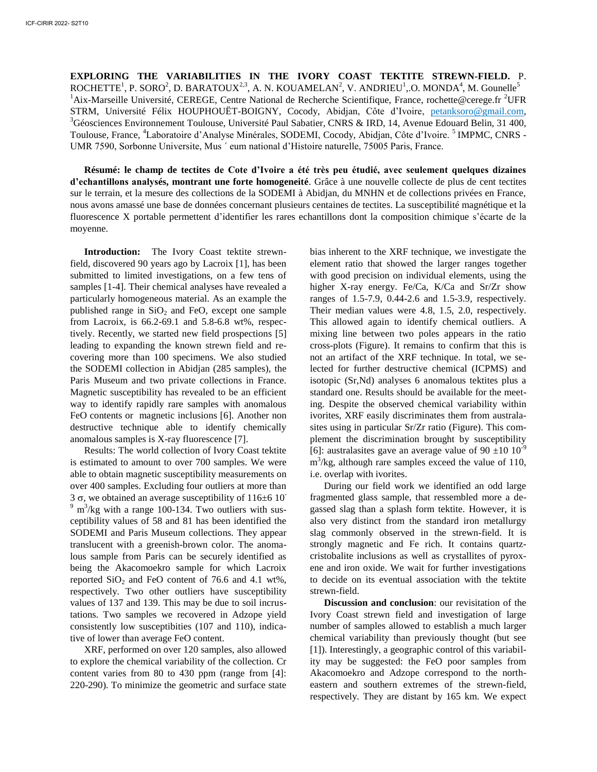**EXPLORING THE VARIABILITIES IN THE IVORY COAST TEKTITE STREWN-FIELD.** P. ROCHETTE[1], P. SORO[2], D. BARATOUX[2,3], A. N. KOUAMELAN[2], V. ANDRIEU[1], O. MONDA[4], M. Gounelle[5]
[1]Aix-Marseille Université, CEREGE, Centre National de Recherche Scientifique, France, rochette@cerege.fr [2]UFR STRM, Université Félix HOUPHOUËT-BOIGNY, Cocody, Abidjan, Côte d'Ivoire, petanksoro@gmail.com, [3]Géosciences Environnement Toulouse, Université Paul Sabatier, CNRS & IRD, 14, Avenue Edouard Belin, 31 400, Toulouse, France, [4]Laboratoire d'Analyse Minérales, SODEMI, Cocody, Abidjan, Côte d'Ivoire. [5] IMPMC, CNRS - UMR 7590, Sorbonne Universite, Mus ´ eum national d'Histoire naturelle, 75005 Paris, France.

**Résumé: le champ de tectites de Cote d'Ivoire a été très peu étudié, avec seulement quelques dizaines d'echantillons analysés, montrant une forte homogeneité**. Grâce à une nouvelle collecte de plus de cent tectites sur le terrain, et la mesure des collections de la SODEMI à Abidjan, du MNHN et de collections privées en France, nous avons amassé une base de données concernant plusieurs centaines de tectites. La susceptibilité magnétique et la fluorescence X portable permettent d'identifier les rares echantillons dont la composition chimique s'écarte de la moyenne.

**Introduction:** The Ivory Coast tektite strewn-field, discovered 90 years ago by Lacroix [1], has been submitted to limited investigations, on a few tens of samples [1-4]. Their chemical analyses have revealed a particularly homogeneous material. As an example the published range in $SiO_2$ and FeO, except one sample from Lacroix, is 66.2-69.1 and 5.8-6.8 wt%, respectively. Recently, we started new field prospections [5] leading to expanding the known strewn field and recovering more than 100 specimens. We also studied the SODEMI collection in Abidjan (285 samples), the Paris Museum and two private collections in France. Magnetic susceptibility has revealed to be an efficient way to identify rapidly rare samples with anomalous FeO contents or magnetic inclusions [6]. Another non destructive technique able to identify chemically anomalous samples is X-ray fluorescence [7].

Results: The world collection of Ivory Coast tektite is estimated to amount to over 700 samples. We were able to obtain magnetic susceptibility measurements on over 400 samples. Excluding four outliers at more than 3 $\sigma$, we obtained an average susceptibility of $116\pm6\ 10^{-9}\ m^3/kg$ with a range 100-134. Two outliers with susceptibility values of 58 and 81 has been identified the SODEMI and Paris Museum collections. They appear translucent with a greenish-brown color. The anomalous sample from Paris can be securely identified as being the Akacomoekro sample for which Lacroix reported $SiO_2$ and FeO content of 76.6 and 4.1 wt%, respectively. Two other outliers have susceptibility values of 137 and 139. This may be due to soil incrustations. Two samples we recovered in Adzope yield consistently low susceptibities (107 and 110), indicative of lower than average FeO content.

XRF, performed on over 120 samples, also allowed to explore the chemical variability of the collection. Cr content varies from 80 to 430 ppm (range from [4]: 220-290). To minimize the geometric and surface state bias inherent to the XRF technique, we investigate the element ratio that showed the larger ranges together with good precision on individual elements, using the higher X-ray energy. Fe/Ca, K/Ca and Sr/Zr show ranges of 1.5-7.9, 0.44-2.6 and 1.5-3.9, respectively. Their median values were 4.8, 1.5, 2.0, respectively. This allowed again to identify chemical outliers. A mixing line between two poles appears in the ratio cross-plots (Figure). It remains to confirm that this is not an artifact of the XRF technique. In total, we selected for further destructive chemical (ICPMS) and isotopic (Sr,Nd) analyses 6 anomalous tektites plus a standard one. Results should be available for the meeting. Despite the observed chemical variability within ivorites, XRF easily discriminates them from australasites using in particular Sr/Zr ratio (Figure). This complement the discrimination brought by susceptibility [6]: australasites gave an average value of $90\pm10\ 10^{-9}\ m^3/kg$, although rare samples exceed the value of 110, i.e. overlap with ivorites.

During our field work we identified an odd large fragmented glass sample, that ressembled more a degassed slag than a splash form tektite. However, it is also very distinct from the standard iron metallurgy slag commonly observed in the strewn-field. It is strongly magnetic and Fe rich. It contains quartz-cristobalite inclusions as well as crystallites of pyroxene and iron oxide. We wait for further investigations to decide on its eventual association with the tektite strewn-field.

**Discussion and conclusion**: our revisitation of the Ivory Coast strewn field and investigation of large number of samples allowed to establish a much larger chemical variability than previously thought (but see [1]). Interestingly, a geographic control of this variability may be suggested: the FeO poor samples from Akacomoekro and Adzope correspond to the north-eastern and southern extremes of the strewn-field, respectively. They are distant by 165 km. We expect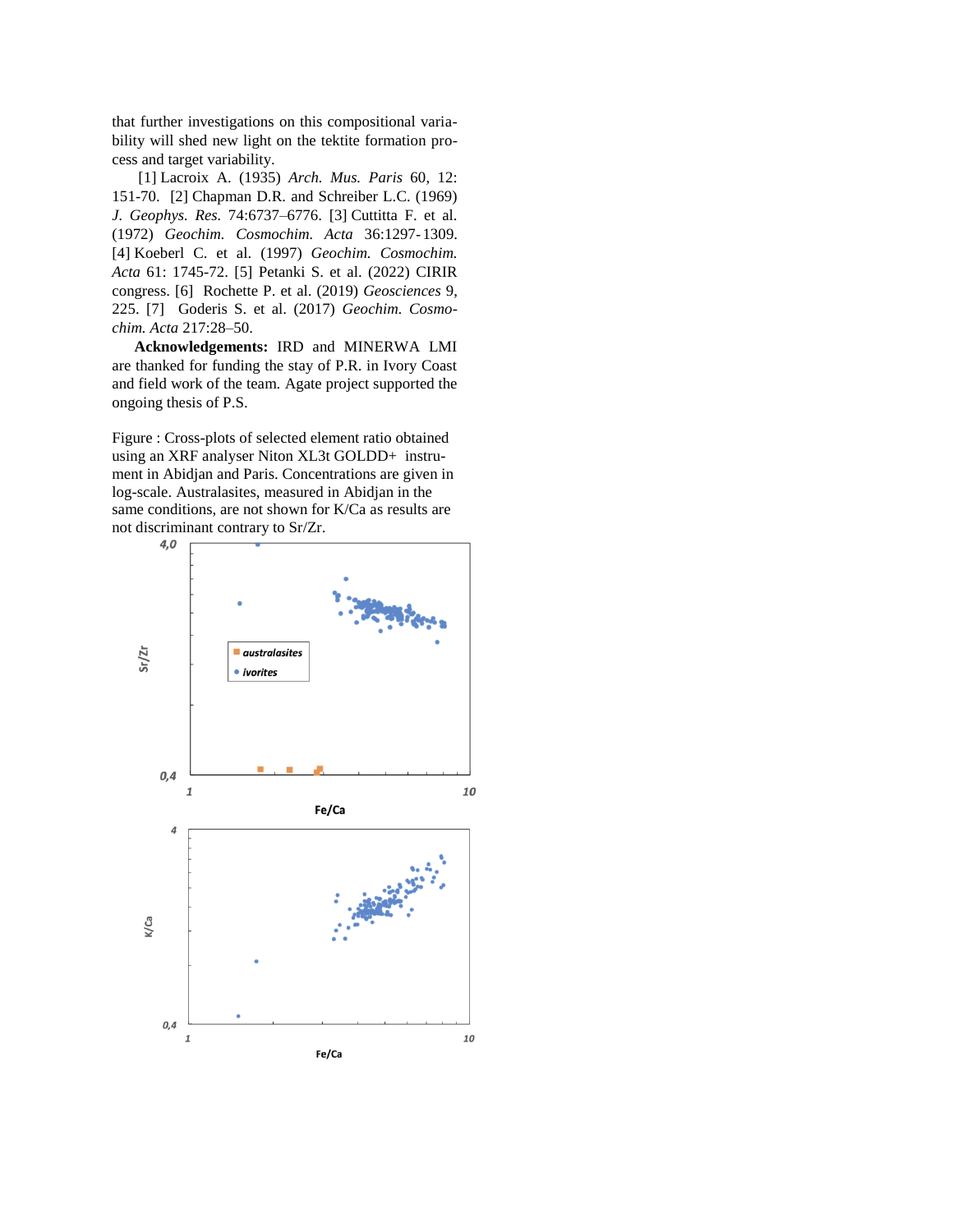that further investigations on this compositional variability will shed new light on the tektite formation process and target variability.

[1] Lacroix A. (1935) *Arch. Mus. Paris* 60, 12: 151-70. [2] Chapman D.R. and Schreiber L.C. (1969) *J. Geophys. Res.* 74:6737–6776. [3] Cuttitta F. et al. (1972) *Geochim. Cosmochim. Acta* 36:1297-1309. [4] Koeberl C. et al. (1997) *Geochim. Cosmochim. Acta* 61: 1745-72. [5] Petanki S. et al. (2022) CIRIR congress. [6] Rochette P. et al. (2019) *Geosciences* 9, 225. [7] Goderis S. et al. (2017) *Geochim. Cosmochim. Acta* 217:28–50.

**Acknowledgements:** IRD and MINERWA LMI are thanked for funding the stay of P.R. in Ivory Coast and field work of the team. Agate project supported the ongoing thesis of P.S.

Figure : Cross-plots of selected element ratio obtained using an XRF analyser Niton XL3t GOLDD+ instrument in Abidjan and Paris. Concentrations are given in log-scale. Australasites, measured in Abidjan in the same conditions, are not shown for K/Ca as results are not discriminant contrary to Sr/Zr.

4,0
Sr/Zr
0,4
australasites
ivorites
1
10
Fe/Ca

4
K/Ca
0,4
1
10
Fe/Ca